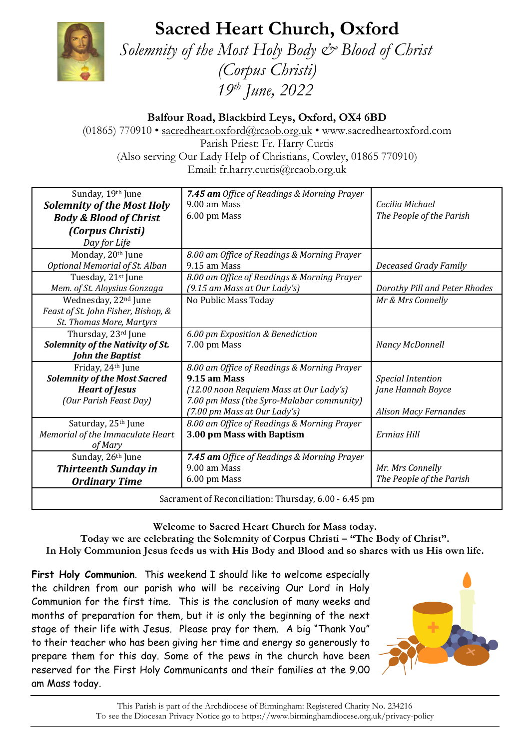# Sacred Heart Church, Oxford

*Solemnity of the Most Holy Body & Blood of Christ*
*(Corpus Christi)*
*19th June, 2022*

**Balfour Road, Blackbird Leys, Oxford, OX4 6BD**

(01865) 770910 • sacredheart.oxford@rcaob.org.uk • www.sacredheartoxford.com
Parish Priest: Fr. Harry Curtis
(Also serving Our Lady Help of Christians, Cowley, 01865 770910)
Email: fr.harry.curtis@rcaob.org.uk

| Day | Services | Intentions |
|---|---|---|
| Sunday, 19th June<br>***Solemnity of the Most Holy Body & Blood of Christ (Corpus Christi)***<br>*Day for Life* | ***7.45 am*** *Office of Readings & Morning Prayer*<br>9.00 am Mass<br>6.00 pm Mass | <br>*Cecilia Michael*<br>*The People of the Parish* |
| Monday, 20th June<br>*Optional Memorial of St. Alban* | *8.00 am Office of Readings & Morning Prayer*<br>9.15 am Mass | <br>*Deceased Grady Family* |
| Tuesday, 21st June<br>*Mem. of St. Aloysius Gonzaga* | *8.00 am Office of Readings & Morning Prayer*<br>*(9.15 am Mass at Our Lady's)* | <br>*Dorothy Pill and Peter Rhodes* |
| Wednesday, 22nd June<br>*Feast of St. John Fisher, Bishop, & St. Thomas More, Martyrs* | No Public Mass Today | *Mr & Mrs Connelly* |
| Thursday, 23rd June<br>***Solemnity of the Nativity of St. John the Baptist*** | *6.00 pm Exposition & Benediction*<br>7.00 pm Mass | <br>*Nancy McDonnell* |
| Friday, 24th June<br>***Solemnity of the Most Sacred Heart of Jesus***<br>*(Our Parish Feast Day)* | *8.00 am Office of Readings & Morning Prayer*<br>**9.15 am Mass**<br>*(12.00 noon Requiem Mass at Our Lady's)*<br>*7.00 pm Mass (the Syro-Malabar community)*<br>*(7.00 pm Mass at Our Lady's)* | <br>*Special Intention*<br>*Jane Hannah Boyce*<br><br>*Alison Macy Fernandes* |
| Saturday, 25th June<br>*Memorial of the Immaculate Heart of Mary* | *8.00 am Office of Readings & Morning Prayer*<br>**3.00 pm Mass with Baptism** | *Ermias Hill* |
| Sunday, 26th June<br>***Thirteenth Sunday in Ordinary Time*** | ***7.45 am*** *Office of Readings & Morning Prayer*<br>9.00 am Mass<br>6.00 pm Mass | <br>*Mr. Mrs Connelly*<br>*The People of the Parish* |
| Sacrament of Reconciliation: Thursday, 6.00 - 6.45 pm | | |

**Welcome to Sacred Heart Church for Mass today.**
**Today we are celebrating the Solemnity of Corpus Christi – "The Body of Christ".**
**In Holy Communion Jesus feeds us with His Body and Blood and so shares with us His own life.**

**First Holy Communion**. This weekend I should like to welcome especially the children from our parish who will be receiving Our Lord in Holy Communion for the first time. This is the conclusion of many weeks and months of preparation for them, but it is only the beginning of the next stage of their life with Jesus. Please pray for them. A big "Thank You" to their teacher who has been giving her time and energy so generously to prepare them for this day. Some of the pews in the church have been reserved for the First Holy Communicants and their families at the 9.00 am Mass today.

This Parish is part of the Archdiocese of Birmingham: Registered Charity No. 234216
To see the Diocesan Privacy Notice go to https://www.birminghamdiocese.org.uk/privacy-policy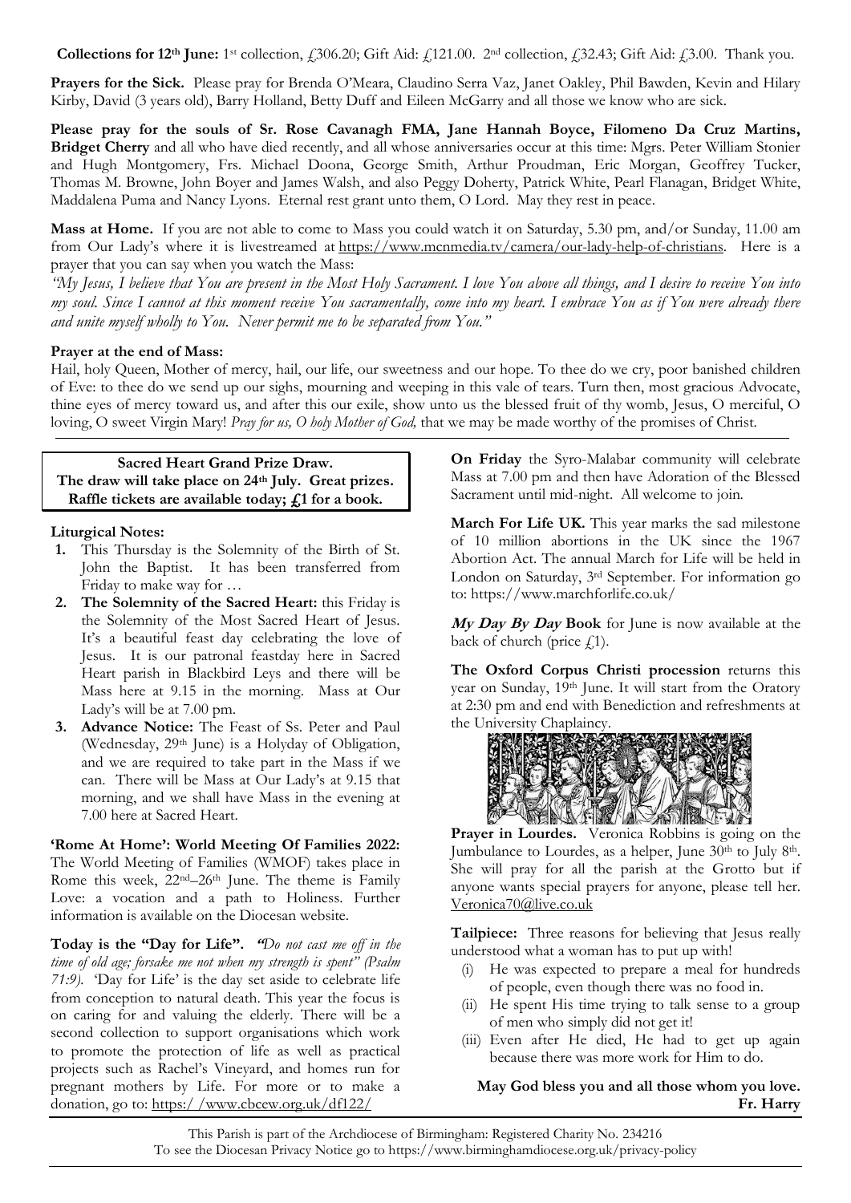**Collections for 12th June:** 1st collection, £306.20; Gift Aid: £121.00. 2nd collection, £32.43; Gift Aid: £3.00. Thank you.

**Prayers for the Sick.** Please pray for Brenda O'Meara, Claudino Serra Vaz, Janet Oakley, Phil Bawden, Kevin and Hilary Kirby, David (3 years old), Barry Holland, Betty Duff and Eileen McGarry and all those we know who are sick.

**Please pray for the souls of Sr. Rose Cavanagh FMA, Jane Hannah Boyce, Filomeno Da Cruz Martins, Bridget Cherry** and all who have died recently, and all whose anniversaries occur at this time: Mgrs. Peter William Stonier and Hugh Montgomery, Frs. Michael Doona, George Smith, Arthur Proudman, Eric Morgan, Geoffrey Tucker, Thomas M. Browne, John Boyer and James Walsh, and also Peggy Doherty, Patrick White, Pearl Flanagan, Bridget White, Maddalena Puma and Nancy Lyons. Eternal rest grant unto them, O Lord. May they rest in peace.

**Mass at Home.** If you are not able to come to Mass you could watch it on Saturday, 5.30 pm, and/or Sunday, 11.00 am from Our Lady's where it is livestreamed at https://www.mcnmedia.tv/camera/our-lady-help-of-christians. Here is a prayer that you can say when you watch the Mass:

*"My Jesus, I believe that You are present in the Most Holy Sacrament. I love You above all things, and I desire to receive You into my soul. Since I cannot at this moment receive You sacramentally, come into my heart. I embrace You as if You were already there and unite myself wholly to You. Never permit me to be separated from You."*

**Prayer at the end of Mass:**

Hail, holy Queen, Mother of mercy, hail, our life, our sweetness and our hope. To thee do we cry, poor banished children of Eve: to thee do we send up our sighs, mourning and weeping in this vale of tears. Turn then, most gracious Advocate, thine eyes of mercy toward us, and after this our exile, show unto us the blessed fruit of thy womb, Jesus, O merciful, O loving, O sweet Virgin Mary! *Pray for us, O holy Mother of God,* that we may be made worthy of the promises of Christ.

---

**Sacred Heart Grand Prize Draw.**
**The draw will take place on 24th July. Great prizes.**
**Raffle tickets are available today; £1 for a book.**

**Liturgical Notes:**

1. This Thursday is the Solemnity of the Birth of St. John the Baptist. It has been transferred from Friday to make way for …
2. **The Solemnity of the Sacred Heart:** this Friday is the Solemnity of the Most Sacred Heart of Jesus. It's a beautiful feast day celebrating the love of Jesus. It is our patronal feastday here in Sacred Heart parish in Blackbird Leys and there will be Mass here at 9.15 in the morning. Mass at Our Lady's will be at 7.00 pm.
3. **Advance Notice:** The Feast of Ss. Peter and Paul (Wednesday, 29th June) is a Holyday of Obligation, and we are required to take part in the Mass if we can. There will be Mass at Our Lady's at 9.15 that morning, and we shall have Mass in the evening at 7.00 here at Sacred Heart.

**'Rome At Home': World Meeting Of Families 2022:** The World Meeting of Families (WMOF) takes place in Rome this week, 22nd–26th June. The theme is Family Love: a vocation and a path to Holiness. Further information is available on the Diocesan website.

**Today is the "Day for Life".** ***"****Do not cast me off in the time of old age; forsake me not when my strength is spent" (Psalm 71:9).* 'Day for Life' is the day set aside to celebrate life from conception to natural death. This year the focus is on caring for and valuing the elderly. There will be a second collection to support organisations which work to promote the protection of life as well as practical projects such as Rachel's Vineyard, and homes run for pregnant mothers by Life. For more or to make a donation, go to: https:/ /www.cbcew.org.uk/df122/

**On Friday** the Syro-Malabar community will celebrate Mass at 7.00 pm and then have Adoration of the Blessed Sacrament until mid-night. All welcome to join.

**March For Life UK.** This year marks the sad milestone of 10 million abortions in the UK since the 1967 Abortion Act. The annual March for Life will be held in London on Saturday, 3rd September. For information go to: https://www.marchforlife.co.uk/

***My Day By Day*** **Book** for June is now available at the back of church (price £1).

**The Oxford Corpus Christi procession** returns this year on Sunday, 19th June. It will start from the Oratory at 2:30 pm and end with Benediction and refreshments at the University Chaplaincy.

**Prayer in Lourdes.** Veronica Robbins is going on the Jumbulance to Lourdes, as a helper, June 30th to July 8th. She will pray for all the parish at the Grotto but if anyone wants special prayers for anyone, please tell her. Veronica70@live.co.uk

**Tailpiece:** Three reasons for believing that Jesus really understood what a woman has to put up with!

(i) He was expected to prepare a meal for hundreds of people, even though there was no food in.
(ii) He spent His time trying to talk sense to a group of men who simply did not get it!
(iii) Even after He died, He had to get up again because there was more work for Him to do.

**May God bless you and all those whom you love.**
**Fr. Harry**

---

This Parish is part of the Archdiocese of Birmingham: Registered Charity No. 234216
To see the Diocesan Privacy Notice go to https://www.birminghamdiocese.org.uk/privacy-policy